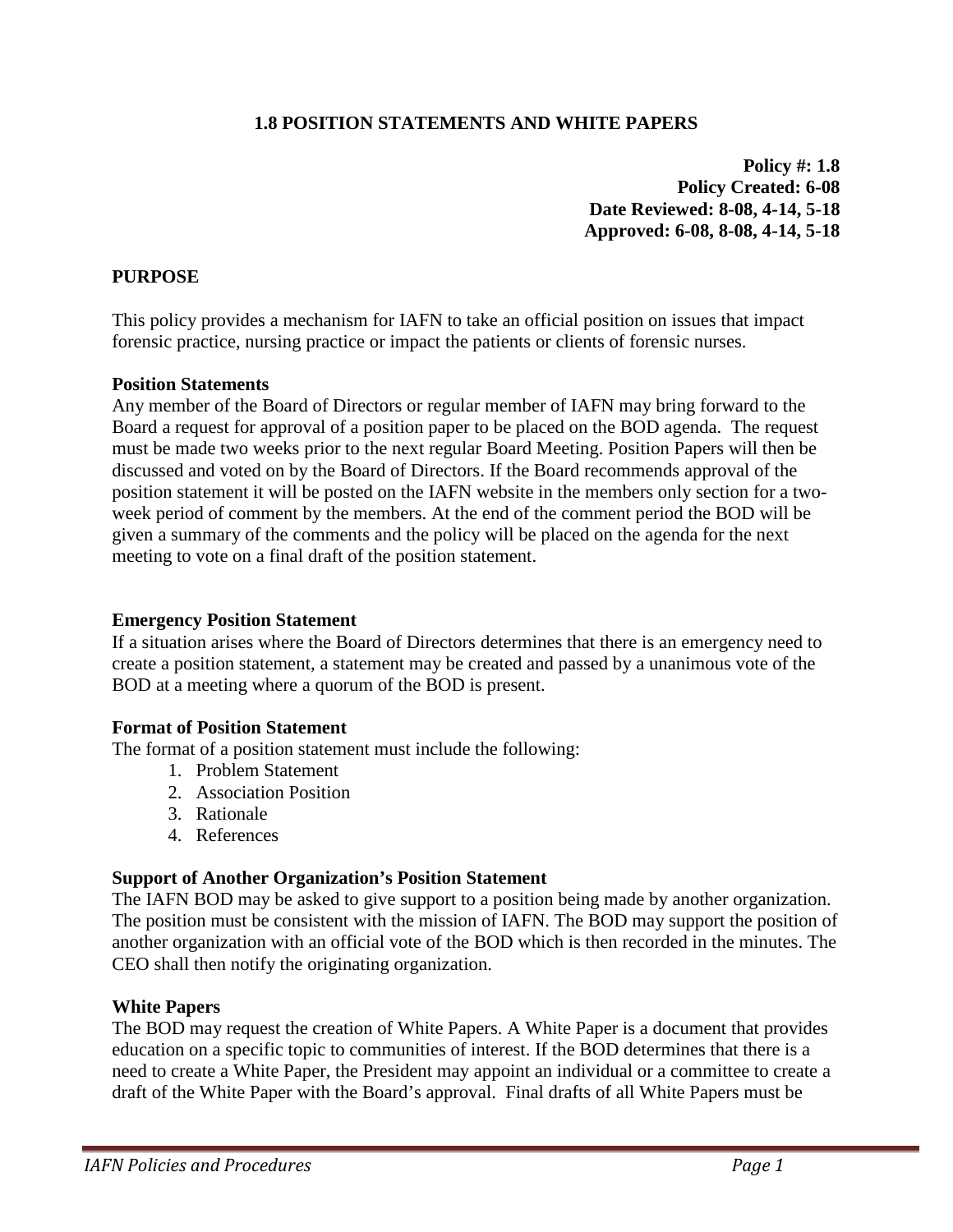# 1.8 POSITION STATEMENTS AND WHITE PAPERS

**Policy #: 1.8**
**Policy Created: 6-08**
**Date Reviewed: 8-08, 4-14, 5-18**
**Approved: 6-08, 8-08, 4-14, 5-18**

## PURPOSE

This policy provides a mechanism for IAFN to take an official position on issues that impact forensic practice, nursing practice or impact the patients or clients of forensic nurses.

### Position Statements

Any member of the Board of Directors or regular member of IAFN may bring forward to the Board a request for approval of a position paper to be placed on the BOD agenda. The request must be made two weeks prior to the next regular Board Meeting. Position Papers will then be discussed and voted on by the Board of Directors. If the Board recommends approval of the position statement it will be posted on the IAFN website in the members only section for a two-week period of comment by the members. At the end of the comment period the BOD will be given a summary of the comments and the policy will be placed on the agenda for the next meeting to vote on a final draft of the position statement.

### Emergency Position Statement

If a situation arises where the Board of Directors determines that there is an emergency need to create a position statement, a statement may be created and passed by a unanimous vote of the BOD at a meeting where a quorum of the BOD is present.

### Format of Position Statement

The format of a position statement must include the following:

1. Problem Statement
2. Association Position
3. Rationale
4. References

### Support of Another Organization's Position Statement

The IAFN BOD may be asked to give support to a position being made by another organization. The position must be consistent with the mission of IAFN. The BOD may support the position of another organization with an official vote of the BOD which is then recorded in the minutes. The CEO shall then notify the originating organization.

### White Papers

The BOD may request the creation of White Papers. A White Paper is a document that provides education on a specific topic to communities of interest. If the BOD determines that there is a need to create a White Paper, the President may appoint an individual or a committee to create a draft of the White Paper with the Board's approval. Final drafts of all White Papers must be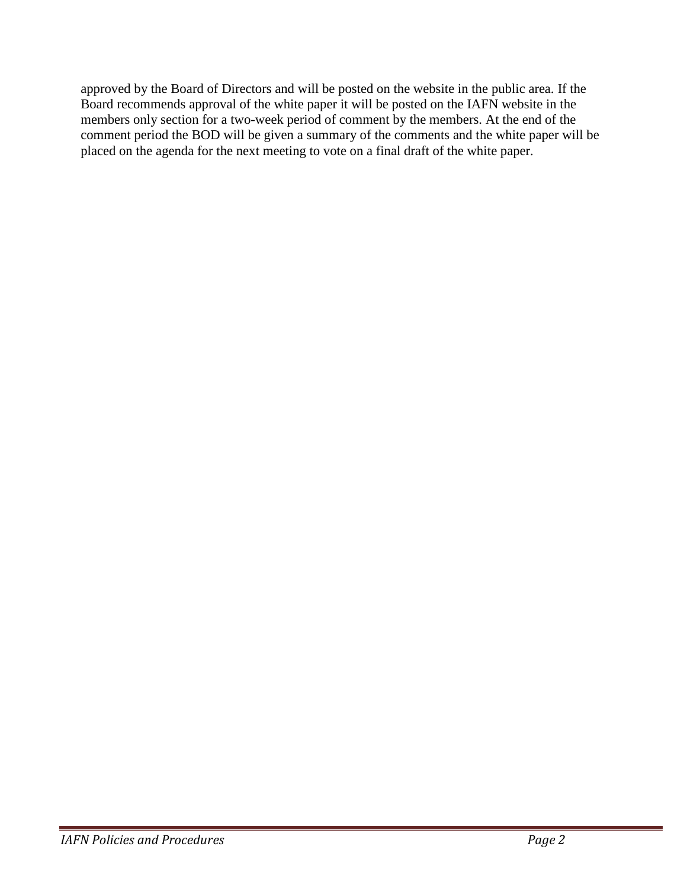approved by the Board of Directors and will be posted on the website in the public area. If the Board recommends approval of the white paper it will be posted on the IAFN website in the members only section for a two-week period of comment by the members. At the end of the comment period the BOD will be given a summary of the comments and the white paper will be placed on the agenda for the next meeting to vote on a final draft of the white paper.